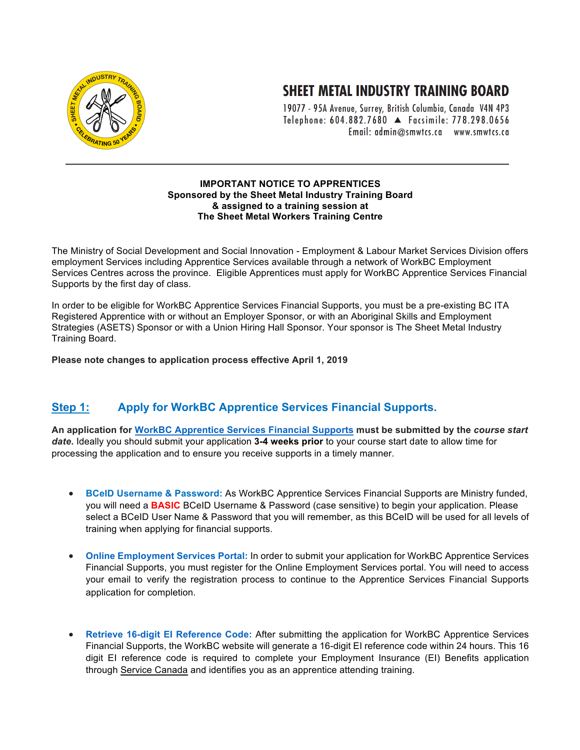# SHEET METAL INDUSTRY TRAINING BOARD

19077 - 95A Avenue, Surrey, British Columbia, Canada V4N 4P3
Telephone: 604.882.7680 ▲ Facsimile: 778.298.0656
Email: admin@smwtcs.ca www.smwtcs.ca

---

**IMPORTANT NOTICE TO APPRENTICES**
**Sponsored by the Sheet Metal Industry Training Board**
**& assigned to a training session at**
**The Sheet Metal Workers Training Centre**

The Ministry of Social Development and Social Innovation - Employment & Labour Market Services Division offers employment Services including Apprentice Services available through a network of WorkBC Employment Services Centres across the province. Eligible Apprentices must apply for WorkBC Apprentice Services Financial Supports by the first day of class.

In order to be eligible for WorkBC Apprentice Services Financial Supports, you must be a pre-existing BC ITA Registered Apprentice with or without an Employer Sponsor, or with an Aboriginal Skills and Employment Strategies (ASETS) Sponsor or with a Union Hiring Hall Sponsor. Your sponsor is The Sheet Metal Industry Training Board.

**Please note changes to application process effective April 1, 2019**

## Step 1: Apply for WorkBC Apprentice Services Financial Supports.

**An application for WorkBC Apprentice Services Financial Supports must be submitted by the *course start date*.** Ideally you should submit your application **3-4 weeks prior** to your course start date to allow time for processing the application and to ensure you receive supports in a timely manner.

- **BCeID Username & Password:** As WorkBC Apprentice Services Financial Supports are Ministry funded, you will need a **BASIC** BCeID Username & Password (case sensitive) to begin your application. Please select a BCeID User Name & Password that you will remember, as this BCeID will be used for all levels of training when applying for financial supports.

- **Online Employment Services Portal:** In order to submit your application for WorkBC Apprentice Services Financial Supports, you must register for the Online Employment Services portal. You will need to access your email to verify the registration process to continue to the Apprentice Services Financial Supports application for completion.

- **Retrieve 16-digit EI Reference Code:** After submitting the application for WorkBC Apprentice Services Financial Supports, the WorkBC website will generate a 16-digit EI reference code within 24 hours. This 16 digit EI reference code is required to complete your Employment Insurance (EI) Benefits application through Service Canada and identifies you as an apprentice attending training.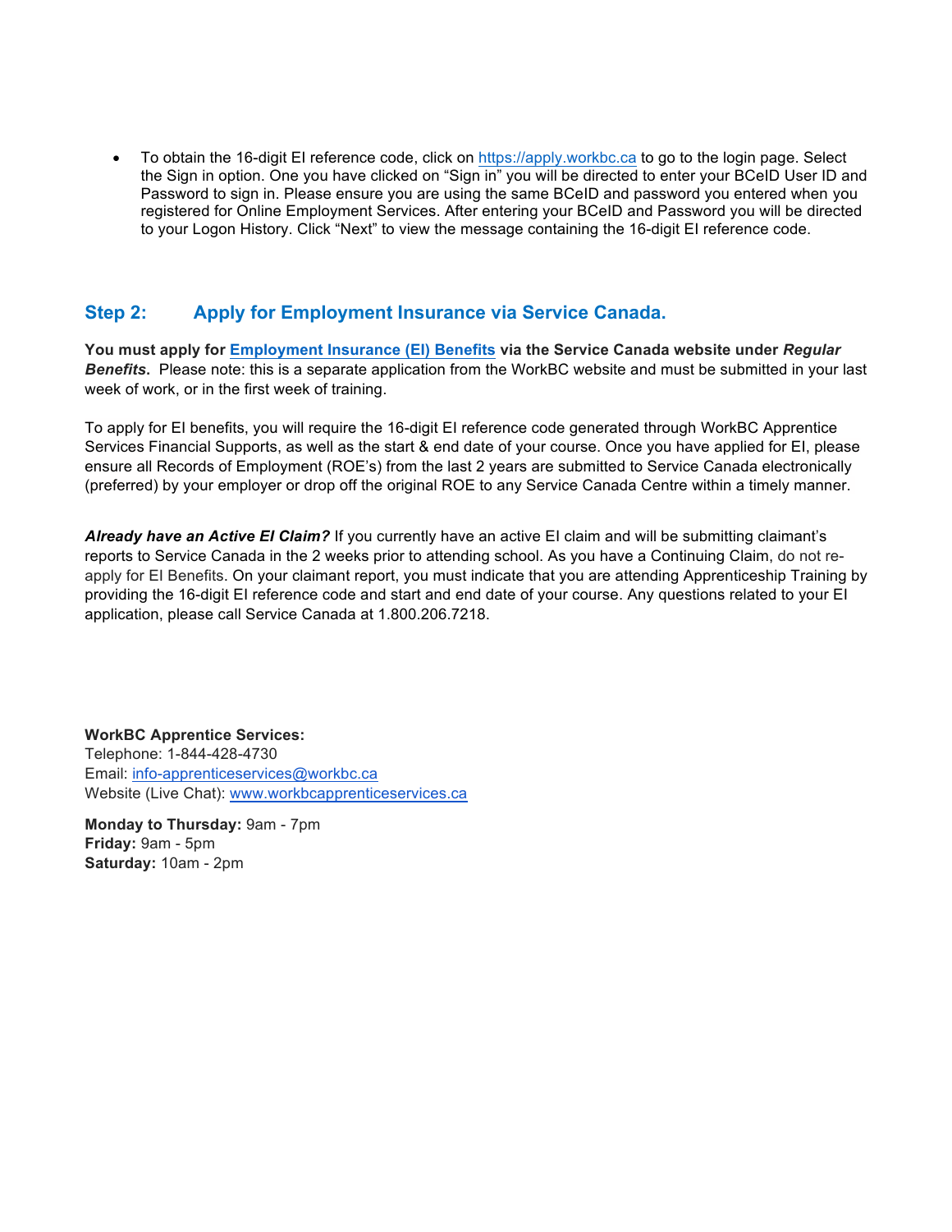- To obtain the 16-digit EI reference code, click on [https://apply.workbc.ca](https://apply.workbc.ca) to go to the login page. Select the Sign in option. One you have clicked on "Sign in" you will be directed to enter your BCeID User ID and Password to sign in. Please ensure you are using the same BCeID and password you entered when you registered for Online Employment Services. After entering your BCeID and Password you will be directed to your Logon History. Click "Next" to view the message containing the 16-digit EI reference code.

## Step 2: Apply for Employment Insurance via Service Canada.

**You must apply for [Employment Insurance (EI) Benefits](#) via the Service Canada website under *Regular Benefits*.** Please note: this is a separate application from the WorkBC website and must be submitted in your last week of work, or in the first week of training.

To apply for EI benefits, you will require the 16-digit EI reference code generated through WorkBC Apprentice Services Financial Supports, as well as the start & end date of your course. Once you have applied for EI, please ensure all Records of Employment (ROE's) from the last 2 years are submitted to Service Canada electronically (preferred) by your employer or drop off the original ROE to any Service Canada Centre within a timely manner.

***Already have an Active EI Claim?*** If you currently have an active EI claim and will be submitting claimant's reports to Service Canada in the 2 weeks prior to attending school. As you have a Continuing Claim, do not re-apply for EI Benefits. On your claimant report, you must indicate that you are attending Apprenticeship Training by providing the 16-digit EI reference code and start and end date of your course. Any questions related to your EI application, please call Service Canada at 1.800.206.7218.

**WorkBC Apprentice Services:**
Telephone: 1-844-428-4730
Email: [info-apprenticeservices@workbc.ca](mailto:info-apprenticeservices@workbc.ca)
Website (Live Chat): [www.workbcapprenticeservices.ca](http://www.workbcapprenticeservices.ca)

**Monday to Thursday:** 9am - 7pm
**Friday:** 9am - 5pm
**Saturday:** 10am - 2pm